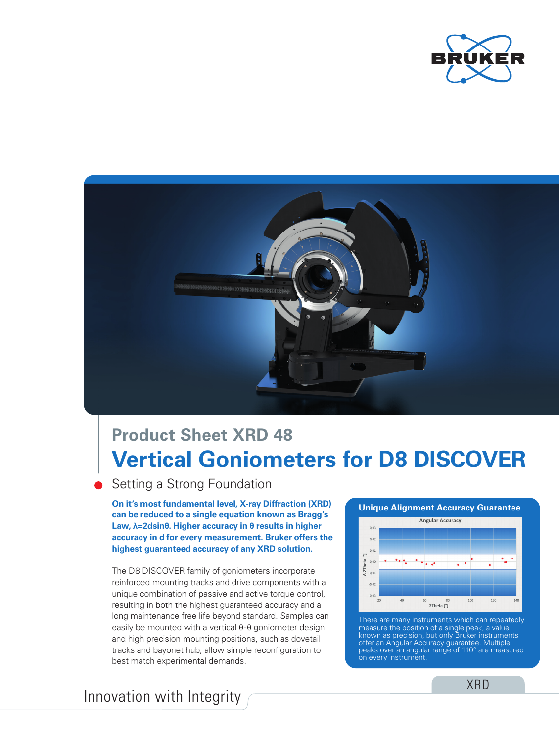# Product Sheet XRD 48

# Vertical Goniometers for D8 DISCOVER

## Setting a Strong Foundation

**On it's most fundamental level, X-ray Diffraction (XRD) can be reduced to a single equation known as Bragg's Law, $\lambda=2d\sin\theta$. Higher accuracy in $\theta$ results in higher accuracy in d for every measurement. Bruker offers the highest guaranteed accuracy of any XRD solution.**

The D8 DISCOVER family of goniometers incorporate reinforced mounting tracks and drive components with a unique combination of passive and active torque control, resulting in both the highest guaranteed accuracy and a long maintenance free life beyond standard. Samples can easily be mounted with a vertical $\theta$-$\theta$ goniometer design and high precision mounting positions, such as dovetail tracks and bayonet hub, allow simple reconfiguration to best match experimental demands.

### Unique Alignment Accuracy Guarantee

There are many instruments which can repeatedly measure the position of a single peak, a value known as precision, but only Bruker instruments offer an Angular Accuracy guarantee. Multiple peaks over an angular range of 110° are measured on every instrument.

Innovation with Integrity

XRD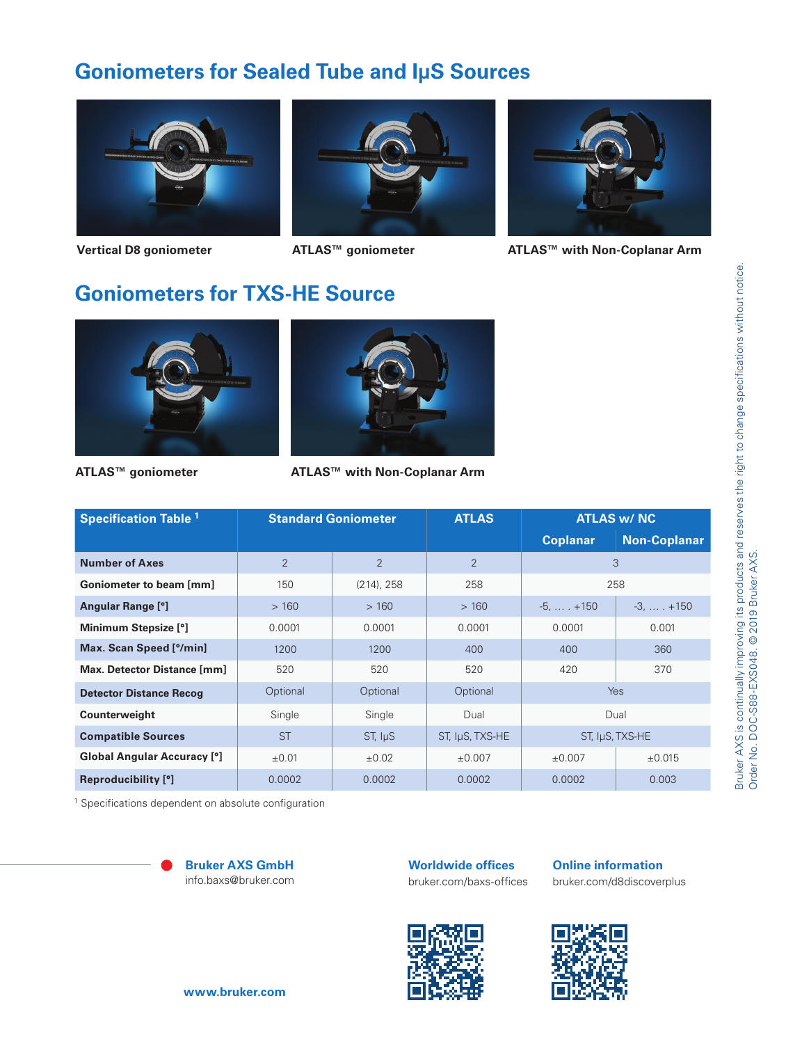## Goniometers for Sealed Tube and IμS Sources

Vertical D8 goniometer

ATLAS™ goniometer

ATLAS™ with Non-Coplanar Arm

## Goniometers for TXS-HE Source

ATLAS™ goniometer

ATLAS™ with Non-Coplanar Arm

| Specification Table [1] | Standard Goniometer | | ATLAS | ATLAS w/ NC | |
|---|---|---|---|---|---|
| | | | | Coplanar | Non-Coplanar |
| Number of Axes | 2 | 2 | 2 | 3 | |
| Goniometer to beam [mm] | 150 | (214), 258 | 258 | 258 | |
| Angular Range [°] | > 160 | > 160 | > 160 | -5, … . +150 | -3, … . +150 |
| Minimum Stepsize [°] | 0.0001 | 0.0001 | 0.0001 | 0.0001 | 0.001 |
| Max. Scan Speed [°/min] | 1200 | 1200 | 400 | 400 | 360 |
| Max. Detector Distance [mm] | 520 | 520 | 520 | 420 | 370 |
| Detector Distance Recog | Optional | Optional | Optional | Yes | |
| Counterweight | Single | Single | Dual | Dual | |
| Compatible Sources | ST | ST, IμS | ST, IμS, TXS-HE | ST, IμS, TXS-HE | |
| Global Angular Accuracy [°] | ±0.01 | ±0.02 | ±0.007 | ±0.007 | ±0.015 |
| Reproducibility [°] | 0.0002 | 0.0002 | 0.0002 | 0.0002 | 0.003 |

[1] Specifications dependent on absolute configuration

**Bruker AXS GmbH**
info.baxs@bruker.com

**Worldwide offices**
bruker.com/baxs-offices

**Online information**
bruker.com/d8discoverplus

**www.bruker.com**

Bruker AXS is continually improving its products and reserves the right to change specifications without notice.
Order No. DOC-S88-EXS048. © 2019 Bruker AXS.